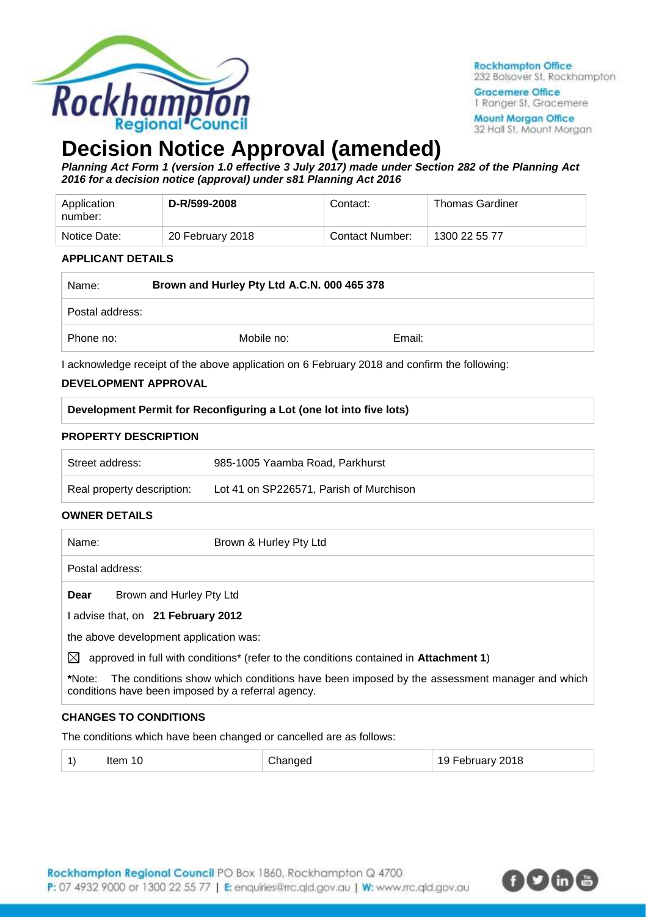Rockhampton Office
232 Bolsover St, Rockhampton

Gracemere Office
1 Ranger St, Gracemere

Mount Morgan Office
32 Hall St, Mount Morgan

# Decision Notice Approval (amended)

***Planning Act Form 1 (version 1.0 effective 3 July 2017) made under Section 282 of the Planning Act 2016 for a decision notice (approval) under s81 Planning Act 2016***

| Application number: | **D-R/599-2008** | Contact: | Thomas Gardiner |
|---|---|---|---|
| Notice Date: | 20 February 2018 | Contact Number: | 1300 22 55 77 |

### APPLICANT DETAILS

| Name: | **Brown and Hurley Pty Ltd A.C.N. 000 465 378** | |
|---|---|---|
| Postal address: | | |
| Phone no: | Mobile no: | Email: |

I acknowledge receipt of the above application on 6 February 2018 and confirm the following:

### DEVELOPMENT APPROVAL

**Development Permit for Reconfiguring a Lot (one lot into five lots)**

### PROPERTY DESCRIPTION

| Street address: | 985-1005 Yaamba Road, Parkhurst |
|---|---|
| Real property description: | Lot 41 on SP226571, Parish of Murchison |

### OWNER DETAILS

| Name: | Brown & Hurley Pty Ltd |
|---|---|
| Postal address: | |

**Dear** Brown and Hurley Pty Ltd

I advise that, on **21 February 2012**

the above development application was:

☒ approved in full with conditions* (refer to the conditions contained in **Attachment 1**)

**\***Note: The conditions show which conditions have been imposed by the assessment manager and which conditions have been imposed by a referral agency.

### CHANGES TO CONDITIONS

The conditions which have been changed or cancelled are as follows:

| 1) | Item 10 | Changed | 19 February 2018 |
|---|---|---|---|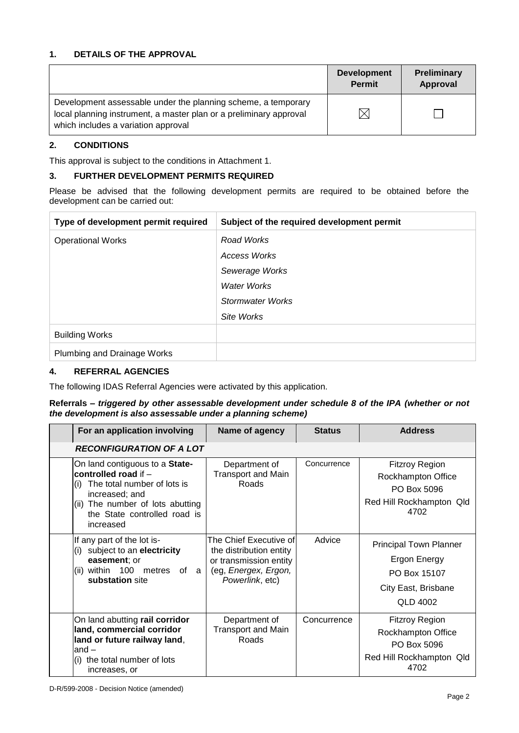## 1. DETAILS OF THE APPROVAL

| | Development Permit | Preliminary Approval |
|---|---|---|
| Development assessable under the planning scheme, a temporary local planning instrument, a master plan or a preliminary approval which includes a variation approval | ☒ | ☐ |

## 2. CONDITIONS

This approval is subject to the conditions in Attachment 1.

## 3. FURTHER DEVELOPMENT PERMITS REQUIRED

Please be advised that the following development permits are required to be obtained before the development can be carried out:

| Type of development permit required | Subject of the required development permit |
|---|---|
| Operational Works | *Road Works*<br>*Access Works*<br>*Sewerage Works*<br>*Water Works*<br>*Stormwater Works*<br>*Site Works* |
| Building Works | |
| Plumbing and Drainage Works | |

## 4. REFERRAL AGENCIES

The following IDAS Referral Agencies were activated by this application.

**Referrals – *triggered by other assessable development under schedule 8 of the IPA (whether or not the development is also assessable under a planning scheme)***

| | For an application involving | Name of agency | Status | Address |
|---|---|---|---|---|
| | ***RECONFIGURATION OF A LOT*** | | | |
| | On land contiguous to a **State-controlled road** if –<br>(i) The total number of lots is increased; and<br>(ii) The number of lots abutting the State controlled road is increased | Department of Transport and Main Roads | Concurrence | Fitzroy Region<br>Rockhampton Office<br>PO Box 5096<br>Red Hill Rockhampton Qld 4702 |
| | If any part of the lot is-<br>(i) subject to an **electricity easement**; or<br>(ii) within 100 metres of a **substation** site | The Chief Executive of the distribution entity or transmission entity (eg, *Energex, Ergon, Powerlink*, etc) | Advice | Principal Town Planner<br>Ergon Energy<br>PO Box 15107<br>City East, Brisbane<br>QLD 4002 |
| | On land abutting **rail corridor land, commercial corridor land or future railway land**, and –<br>(i) the total number of lots increases, or | Department of Transport and Main Roads | Concurrence | Fitzroy Region<br>Rockhampton Office<br>PO Box 5096<br>Red Hill Rockhampton Qld 4702 |

D-R/599-2008 - Decision Notice (amended)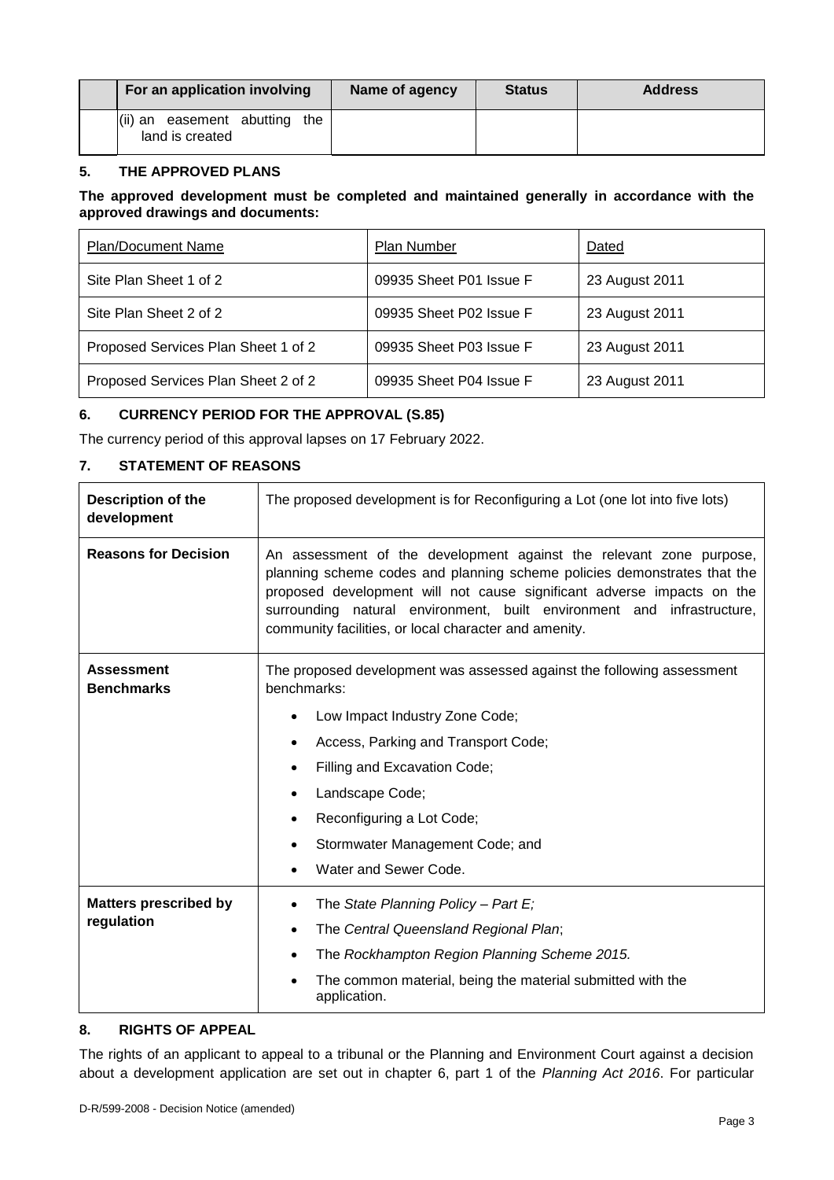| | For an application involving | Name of agency | Status | Address |
|---|---|---|---|---|
| | (ii) an easement abutting the land is created | | | |

## 5. THE APPROVED PLANS

**The approved development must be completed and maintained generally in accordance with the approved drawings and documents:**

| Plan/Document Name | Plan Number | Dated |
|---|---|---|
| Site Plan Sheet 1 of 2 | 09935 Sheet P01 Issue F | 23 August 2011 |
| Site Plan Sheet 2 of 2 | 09935 Sheet P02 Issue F | 23 August 2011 |
| Proposed Services Plan Sheet 1 of 2 | 09935 Sheet P03 Issue F | 23 August 2011 |
| Proposed Services Plan Sheet 2 of 2 | 09935 Sheet P04 Issue F | 23 August 2011 |

## 6. CURRENCY PERIOD FOR THE APPROVAL (S.85)

The currency period of this approval lapses on 17 February 2022.

## 7. STATEMENT OF REASONS

| | |
|---|---|
| **Description of the development** | The proposed development is for Reconfiguring a Lot (one lot into five lots) |
| **Reasons for Decision** | An assessment of the development against the relevant zone purpose, planning scheme codes and planning scheme policies demonstrates that the proposed development will not cause significant adverse impacts on the surrounding natural environment, built environment and infrastructure, community facilities, or local character and amenity. |
| **Assessment Benchmarks** | The proposed development was assessed against the following assessment benchmarks:<br>• Low Impact Industry Zone Code;<br>• Access, Parking and Transport Code;<br>• Filling and Excavation Code;<br>• Landscape Code;<br>• Reconfiguring a Lot Code;<br>• Stormwater Management Code; and<br>• Water and Sewer Code. |
| **Matters prescribed by regulation** | • The *State Planning Policy – Part E;*<br>• The *Central Queensland Regional Plan*;<br>• The *Rockhampton Region Planning Scheme 2015.*<br>• The common material, being the material submitted with the application. |

## 8. RIGHTS OF APPEAL

The rights of an applicant to appeal to a tribunal or the Planning and Environment Court against a decision about a development application are set out in chapter 6, part 1 of the *Planning Act 2016*. For particular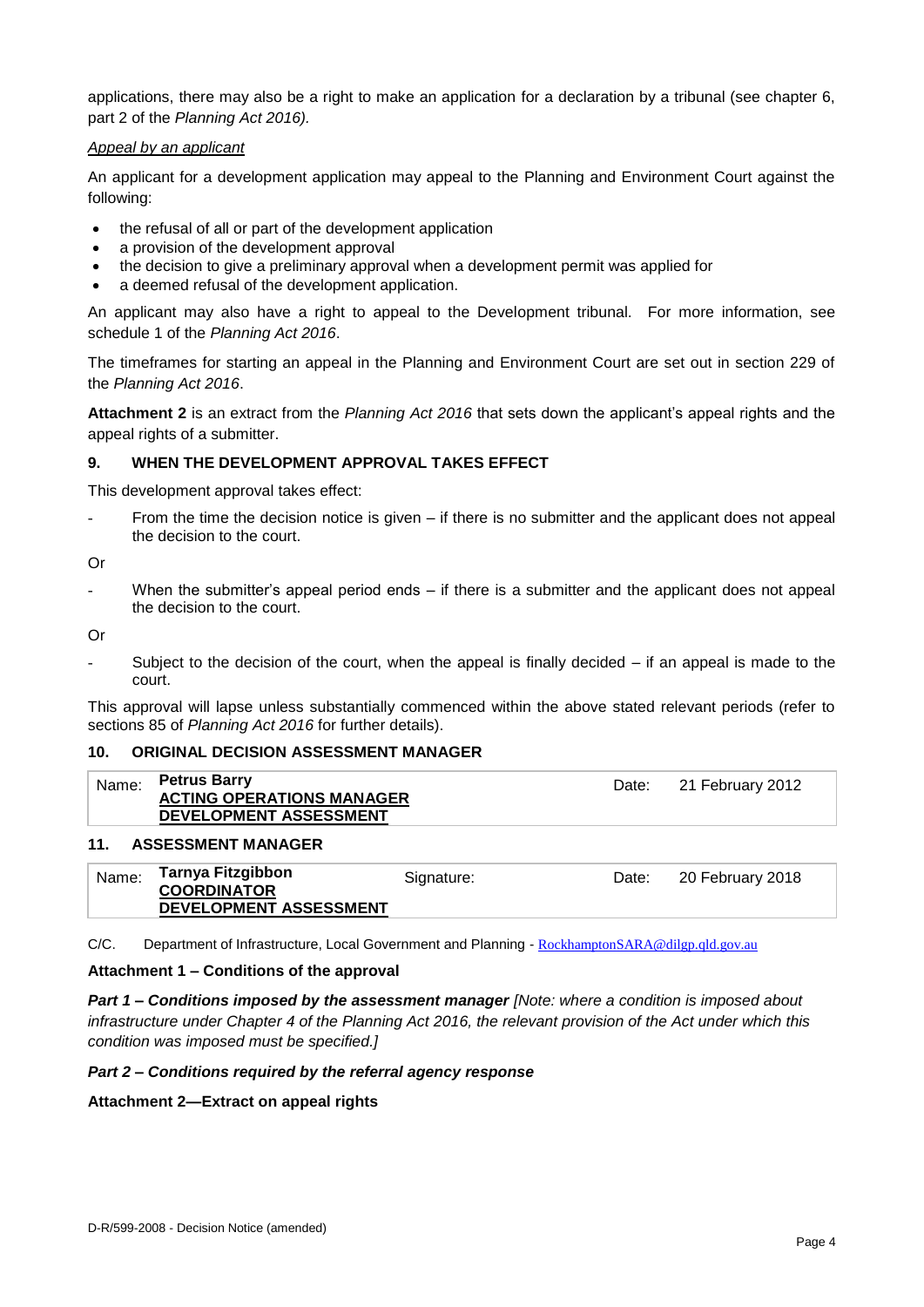applications, there may also be a right to make an application for a declaration by a tribunal (see chapter 6, part 2 of the *Planning Act 2016).*

*Appeal by an applicant*

An applicant for a development application may appeal to the Planning and Environment Court against the following:

- the refusal of all or part of the development application
- a provision of the development approval
- the decision to give a preliminary approval when a development permit was applied for
- a deemed refusal of the development application.

An applicant may also have a right to appeal to the Development tribunal. For more information, see schedule 1 of the *Planning Act 2016*.

The timeframes for starting an appeal in the Planning and Environment Court are set out in section 229 of the *Planning Act 2016*.

**Attachment 2** is an extract from the *Planning Act 2016* that sets down the applicant's appeal rights and the appeal rights of a submitter.

## 9. WHEN THE DEVELOPMENT APPROVAL TAKES EFFECT

This development approval takes effect:

- From the time the decision notice is given – if there is no submitter and the applicant does not appeal the decision to the court.

Or

- When the submitter's appeal period ends – if there is a submitter and the applicant does not appeal the decision to the court.

Or

- Subject to the decision of the court, when the appeal is finally decided – if an appeal is made to the court.

This approval will lapse unless substantially commenced within the above stated relevant periods (refer to sections 85 of *Planning Act 2016* for further details).

## 10. ORIGINAL DECISION ASSESSMENT MANAGER

| Name: | **Petrus Barry**<br>**ACTING OPERATIONS MANAGER**<br>**DEVELOPMENT ASSESSMENT** | Date: | 21 February 2012 |
|---|---|---|---|

## 11. ASSESSMENT MANAGER

| Name: | **Tarnya Fitzgibbon**<br>**COORDINATOR**<br>**DEVELOPMENT ASSESSMENT** | Signature: | Date: | 20 February 2018 |
|---|---|---|---|---|

C/C. Department of Infrastructure, Local Government and Planning - RockhamptonSARA@dilgp.qld.gov.au

**Attachment 1 – Conditions of the approval**

***Part 1 – Conditions imposed by the assessment manager*** *[Note: where a condition is imposed about infrastructure under Chapter 4 of the Planning Act 2016, the relevant provision of the Act under which this condition was imposed must be specified.]*

***Part 2 – Conditions required by the referral agency response***

**Attachment 2—Extract on appeal rights**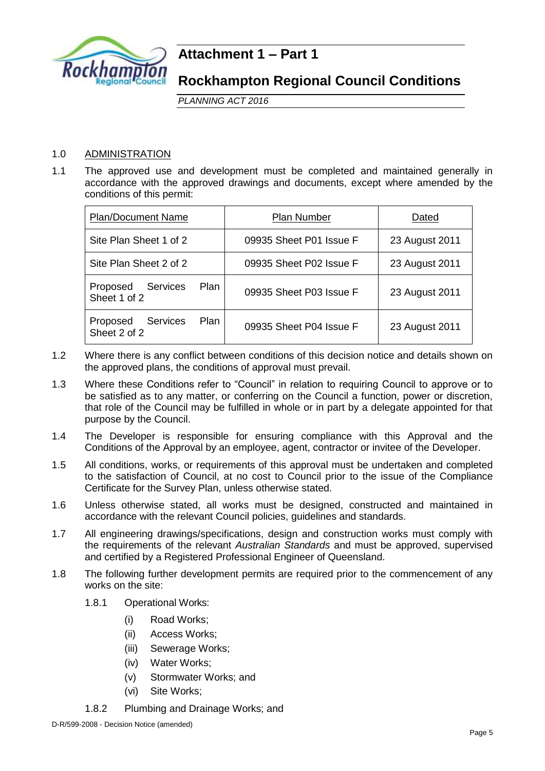# Attachment 1 – Part 1

## Rockhampton Regional Council Conditions

*PLANNING ACT 2016*

1.0 ADMINISTRATION

1.1 The approved use and development must be completed and maintained generally in accordance with the approved drawings and documents, except where amended by the conditions of this permit:

| Plan/Document Name | Plan Number | Dated |
|---|---|---|
| Site Plan Sheet 1 of 2 | 09935 Sheet P01 Issue F | 23 August 2011 |
| Site Plan Sheet 2 of 2 | 09935 Sheet P02 Issue F | 23 August 2011 |
| Proposed Services Plan Sheet 1 of 2 | 09935 Sheet P03 Issue F | 23 August 2011 |
| Proposed Services Plan Sheet 2 of 2 | 09935 Sheet P04 Issue F | 23 August 2011 |

1.2 Where there is any conflict between conditions of this decision notice and details shown on the approved plans, the conditions of approval must prevail.

1.3 Where these Conditions refer to "Council" in relation to requiring Council to approve or to be satisfied as to any matter, or conferring on the Council a function, power or discretion, that role of the Council may be fulfilled in whole or in part by a delegate appointed for that purpose by the Council.

1.4 The Developer is responsible for ensuring compliance with this Approval and the Conditions of the Approval by an employee, agent, contractor or invitee of the Developer.

1.5 All conditions, works, or requirements of this approval must be undertaken and completed to the satisfaction of Council, at no cost to Council prior to the issue of the Compliance Certificate for the Survey Plan, unless otherwise stated.

1.6 Unless otherwise stated, all works must be designed, constructed and maintained in accordance with the relevant Council policies, guidelines and standards.

1.7 All engineering drawings/specifications, design and construction works must comply with the requirements of the relevant *Australian Standards* and must be approved, supervised and certified by a Registered Professional Engineer of Queensland.

1.8 The following further development permits are required prior to the commencement of any works on the site:

1.8.1 Operational Works:

- (i) Road Works;
- (ii) Access Works;
- (iii) Sewerage Works;
- (iv) Water Works;
- (v) Stormwater Works; and
- (vi) Site Works;

1.8.2 Plumbing and Drainage Works; and

D-R/599-2008 - Decision Notice (amended)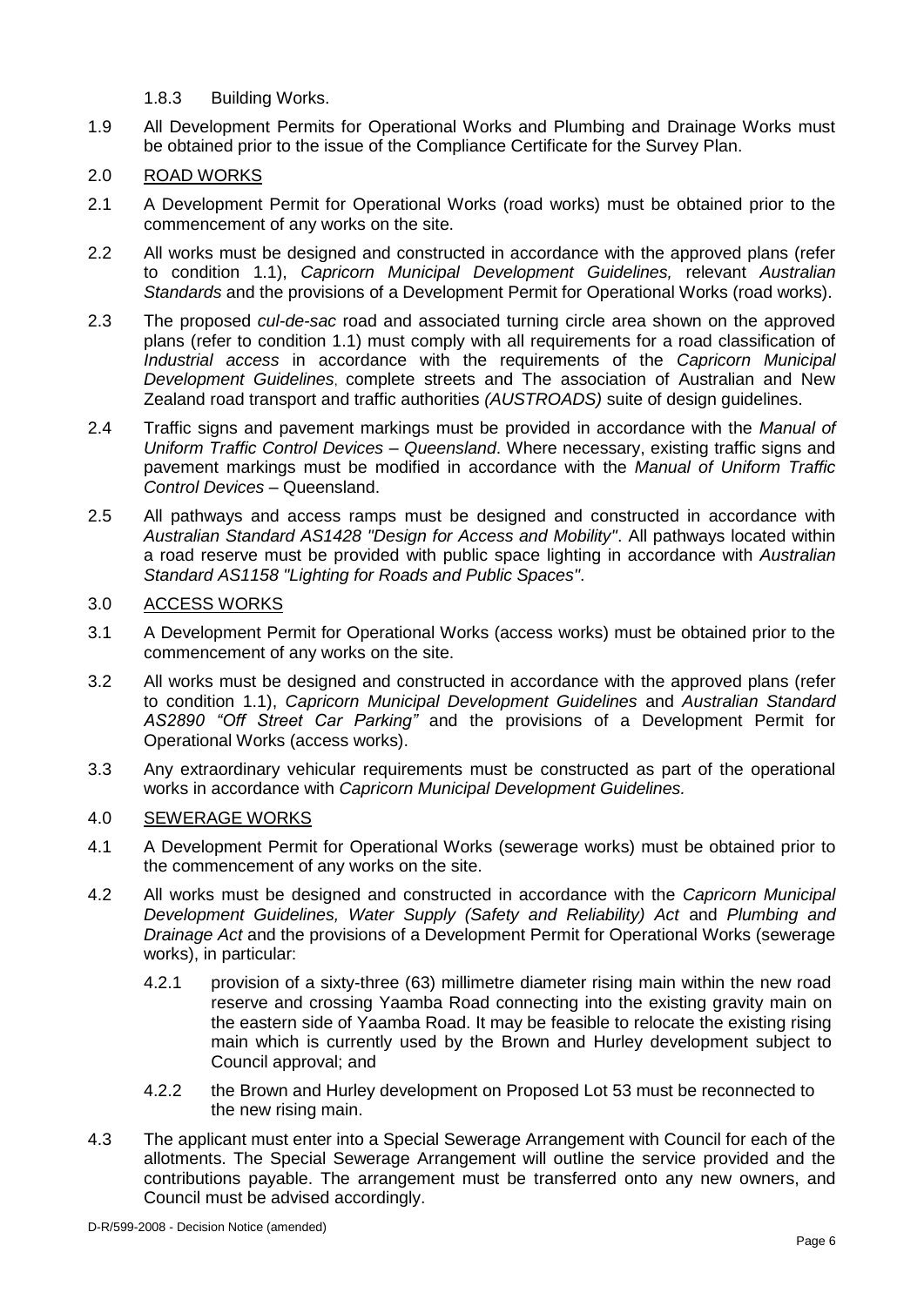1.8.3 Building Works.

1.9 All Development Permits for Operational Works and Plumbing and Drainage Works must be obtained prior to the issue of the Compliance Certificate for the Survey Plan.

2.0 ROAD WORKS

2.1 A Development Permit for Operational Works (road works) must be obtained prior to the commencement of any works on the site.

2.2 All works must be designed and constructed in accordance with the approved plans (refer to condition 1.1), *Capricorn Municipal Development Guidelines,* relevant *Australian Standards* and the provisions of a Development Permit for Operational Works (road works).

2.3 The proposed *cul-de-sac* road and associated turning circle area shown on the approved plans (refer to condition 1.1) must comply with all requirements for a road classification of *Industrial access* in accordance with the requirements of the *Capricorn Municipal Development Guidelines*, complete streets and The association of Australian and New Zealand road transport and traffic authorities *(AUSTROADS)* suite of design guidelines.

2.4 Traffic signs and pavement markings must be provided in accordance with the *Manual of Uniform Traffic Control Devices – Queensland*. Where necessary, existing traffic signs and pavement markings must be modified in accordance with the *Manual of Uniform Traffic Control Devices* – Queensland.

2.5 All pathways and access ramps must be designed and constructed in accordance with *Australian Standard AS1428 "Design for Access and Mobility"*. All pathways located within a road reserve must be provided with public space lighting in accordance with *Australian Standard AS1158 "Lighting for Roads and Public Spaces"*.

3.0 ACCESS WORKS

3.1 A Development Permit for Operational Works (access works) must be obtained prior to the commencement of any works on the site.

3.2 All works must be designed and constructed in accordance with the approved plans (refer to condition 1.1), *Capricorn Municipal Development Guidelines* and *Australian Standard AS2890 "Off Street Car Parking"* and the provisions of a Development Permit for Operational Works (access works).

3.3 Any extraordinary vehicular requirements must be constructed as part of the operational works in accordance with *Capricorn Municipal Development Guidelines.*

4.0 SEWERAGE WORKS

4.1 A Development Permit for Operational Works (sewerage works) must be obtained prior to the commencement of any works on the site.

4.2 All works must be designed and constructed in accordance with the *Capricorn Municipal Development Guidelines, Water Supply (Safety and Reliability) Act* and *Plumbing and Drainage Act* and the provisions of a Development Permit for Operational Works (sewerage works), in particular:

4.2.1 provision of a sixty-three (63) millimetre diameter rising main within the new road reserve and crossing Yaamba Road connecting into the existing gravity main on the eastern side of Yaamba Road. It may be feasible to relocate the existing rising main which is currently used by the Brown and Hurley development subject to Council approval; and

4.2.2 the Brown and Hurley development on Proposed Lot 53 must be reconnected to the new rising main.

4.3 The applicant must enter into a Special Sewerage Arrangement with Council for each of the allotments. The Special Sewerage Arrangement will outline the service provided and the contributions payable. The arrangement must be transferred onto any new owners, and Council must be advised accordingly.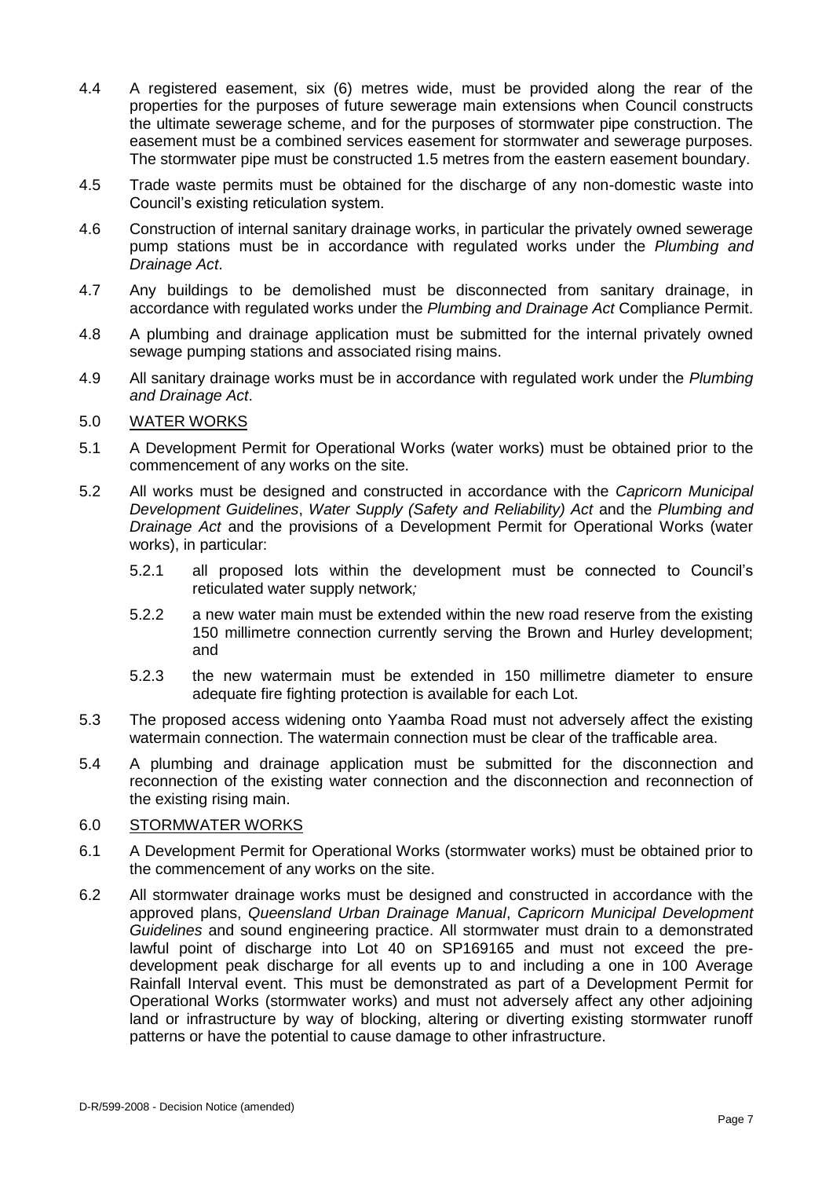4.4 A registered easement, six (6) metres wide, must be provided along the rear of the properties for the purposes of future sewerage main extensions when Council constructs the ultimate sewerage scheme, and for the purposes of stormwater pipe construction. The easement must be a combined services easement for stormwater and sewerage purposes. The stormwater pipe must be constructed 1.5 metres from the eastern easement boundary.

4.5 Trade waste permits must be obtained for the discharge of any non-domestic waste into Council's existing reticulation system.

4.6 Construction of internal sanitary drainage works, in particular the privately owned sewerage pump stations must be in accordance with regulated works under the *Plumbing and Drainage Act*.

4.7 Any buildings to be demolished must be disconnected from sanitary drainage, in accordance with regulated works under the *Plumbing and Drainage Act* Compliance Permit.

4.8 A plumbing and drainage application must be submitted for the internal privately owned sewage pumping stations and associated rising mains.

4.9 All sanitary drainage works must be in accordance with regulated work under the *Plumbing and Drainage Act*.

5.0 <u>WATER WORKS</u>

5.1 A Development Permit for Operational Works (water works) must be obtained prior to the commencement of any works on the site.

5.2 All works must be designed and constructed in accordance with the *Capricorn Municipal Development Guidelines*, *Water Supply (Safety and Reliability) Act* and the *Plumbing and Drainage Act* and the provisions of a Development Permit for Operational Works (water works), in particular:

   5.2.1 all proposed lots within the development must be connected to Council's reticulated water supply network*;*

   5.2.2 a new water main must be extended within the new road reserve from the existing 150 millimetre connection currently serving the Brown and Hurley development; and

   5.2.3 the new watermain must be extended in 150 millimetre diameter to ensure adequate fire fighting protection is available for each Lot.

5.3 The proposed access widening onto Yaamba Road must not adversely affect the existing watermain connection. The watermain connection must be clear of the trafficable area.

5.4 A plumbing and drainage application must be submitted for the disconnection and reconnection of the existing water connection and the disconnection and reconnection of the existing rising main.

6.0 <u>STORMWATER WORKS</u>

6.1 A Development Permit for Operational Works (stormwater works) must be obtained prior to the commencement of any works on the site.

6.2 All stormwater drainage works must be designed and constructed in accordance with the approved plans, *Queensland Urban Drainage Manual*, *Capricorn Municipal Development Guidelines* and sound engineering practice. All stormwater must drain to a demonstrated lawful point of discharge into Lot 40 on SP169165 and must not exceed the pre-development peak discharge for all events up to and including a one in 100 Average Rainfall Interval event. This must be demonstrated as part of a Development Permit for Operational Works (stormwater works) and must not adversely affect any other adjoining land or infrastructure by way of blocking, altering or diverting existing stormwater runoff patterns or have the potential to cause damage to other infrastructure.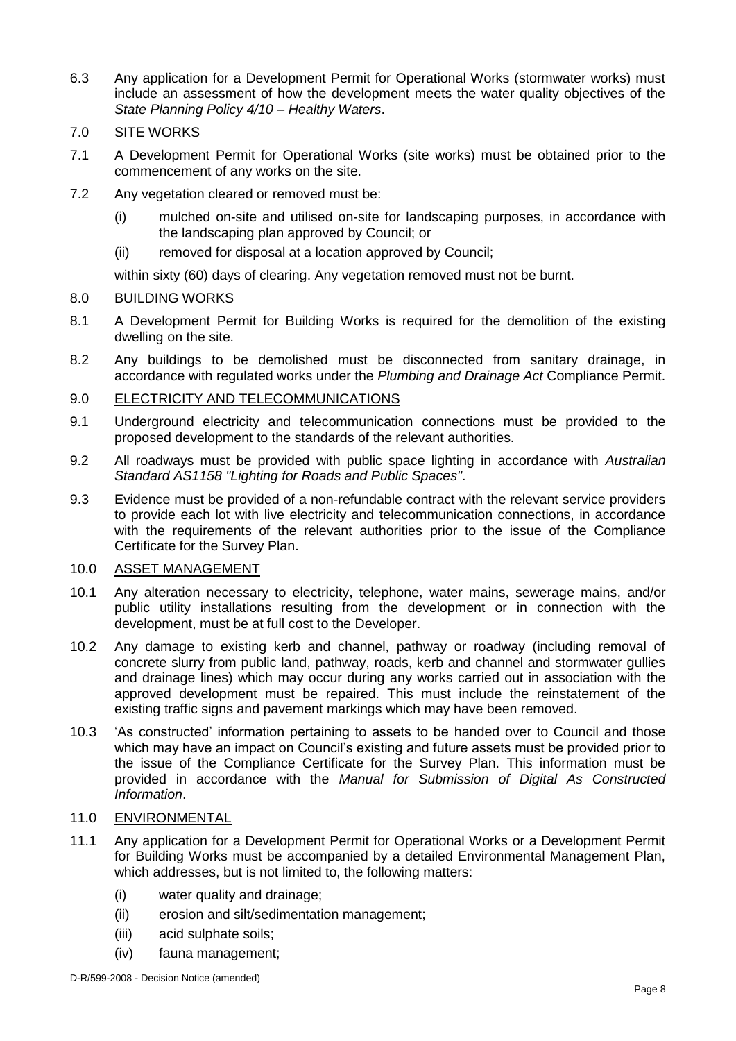6.3 Any application for a Development Permit for Operational Works (stormwater works) must include an assessment of how the development meets the water quality objectives of the *State Planning Policy 4/10 – Healthy Waters*.

7.0 <u>SITE WORKS</u>

7.1 A Development Permit for Operational Works (site works) must be obtained prior to the commencement of any works on the site.

7.2 Any vegetation cleared or removed must be:

(i) mulched on-site and utilised on-site for landscaping purposes, in accordance with the landscaping plan approved by Council; or

(ii) removed for disposal at a location approved by Council;

within sixty (60) days of clearing. Any vegetation removed must not be burnt.

8.0 <u>BUILDING WORKS</u>

8.1 A Development Permit for Building Works is required for the demolition of the existing dwelling on the site.

8.2 Any buildings to be demolished must be disconnected from sanitary drainage, in accordance with regulated works under the *Plumbing and Drainage Act* Compliance Permit.

9.0 <u>ELECTRICITY AND TELECOMMUNICATIONS</u>

9.1 Underground electricity and telecommunication connections must be provided to the proposed development to the standards of the relevant authorities.

9.2 All roadways must be provided with public space lighting in accordance with *Australian Standard AS1158 "Lighting for Roads and Public Spaces"*.

9.3 Evidence must be provided of a non-refundable contract with the relevant service providers to provide each lot with live electricity and telecommunication connections, in accordance with the requirements of the relevant authorities prior to the issue of the Compliance Certificate for the Survey Plan.

10.0 <u>ASSET MANAGEMENT</u>

10.1 Any alteration necessary to electricity, telephone, water mains, sewerage mains, and/or public utility installations resulting from the development or in connection with the development, must be at full cost to the Developer.

10.2 Any damage to existing kerb and channel, pathway or roadway (including removal of concrete slurry from public land, pathway, roads, kerb and channel and stormwater gullies and drainage lines) which may occur during any works carried out in association with the approved development must be repaired. This must include the reinstatement of the existing traffic signs and pavement markings which may have been removed.

10.3 'As constructed' information pertaining to assets to be handed over to Council and those which may have an impact on Council's existing and future assets must be provided prior to the issue of the Compliance Certificate for the Survey Plan. This information must be provided in accordance with the *Manual for Submission of Digital As Constructed Information*.

11.0 <u>ENVIRONMENTAL</u>

11.1 Any application for a Development Permit for Operational Works or a Development Permit for Building Works must be accompanied by a detailed Environmental Management Plan, which addresses, but is not limited to, the following matters:

(i) water quality and drainage;

(ii) erosion and silt/sedimentation management;

(iii) acid sulphate soils;

(iv) fauna management;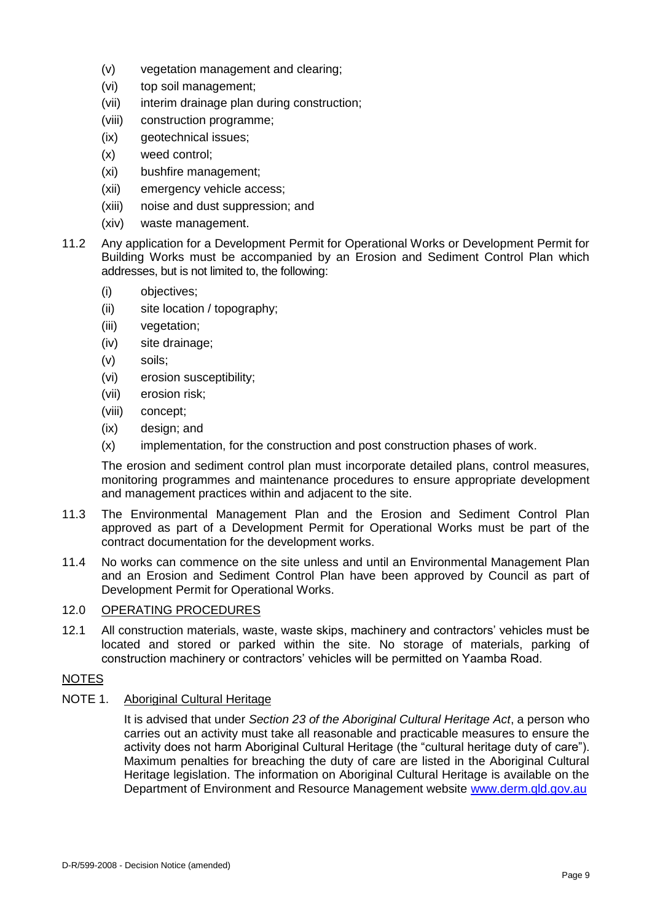(v) vegetation management and clearing;
(vi) top soil management;
(vii) interim drainage plan during construction;
(viii) construction programme;
(ix) geotechnical issues;
(x) weed control;
(xi) bushfire management;
(xii) emergency vehicle access;
(xiii) noise and dust suppression; and
(xiv) waste management.

11.2 Any application for a Development Permit for Operational Works or Development Permit for Building Works must be accompanied by an Erosion and Sediment Control Plan which addresses, but is not limited to, the following:

(i) objectives;
(ii) site location / topography;
(iii) vegetation;
(iv) site drainage;
(v) soils;
(vi) erosion susceptibility;
(vii) erosion risk;
(viii) concept;
(ix) design; and
(x) implementation, for the construction and post construction phases of work.

The erosion and sediment control plan must incorporate detailed plans, control measures, monitoring programmes and maintenance procedures to ensure appropriate development and management practices within and adjacent to the site.

11.3 The Environmental Management Plan and the Erosion and Sediment Control Plan approved as part of a Development Permit for Operational Works must be part of the contract documentation for the development works.

11.4 No works can commence on the site unless and until an Environmental Management Plan and an Erosion and Sediment Control Plan have been approved by Council as part of Development Permit for Operational Works.

12.0 OPERATING PROCEDURES

12.1 All construction materials, waste, waste skips, machinery and contractors' vehicles must be located and stored or parked within the site. No storage of materials, parking of construction machinery or contractors' vehicles will be permitted on Yaamba Road.

NOTES

NOTE 1. Aboriginal Cultural Heritage

It is advised that under *Section 23 of the Aboriginal Cultural Heritage Act*, a person who carries out an activity must take all reasonable and practicable measures to ensure the activity does not harm Aboriginal Cultural Heritage (the "cultural heritage duty of care"). Maximum penalties for breaching the duty of care are listed in the Aboriginal Cultural Heritage legislation. The information on Aboriginal Cultural Heritage is available on the Department of Environment and Resource Management website [www.derm.qld.gov.au](http://www.derm.qld.gov.au)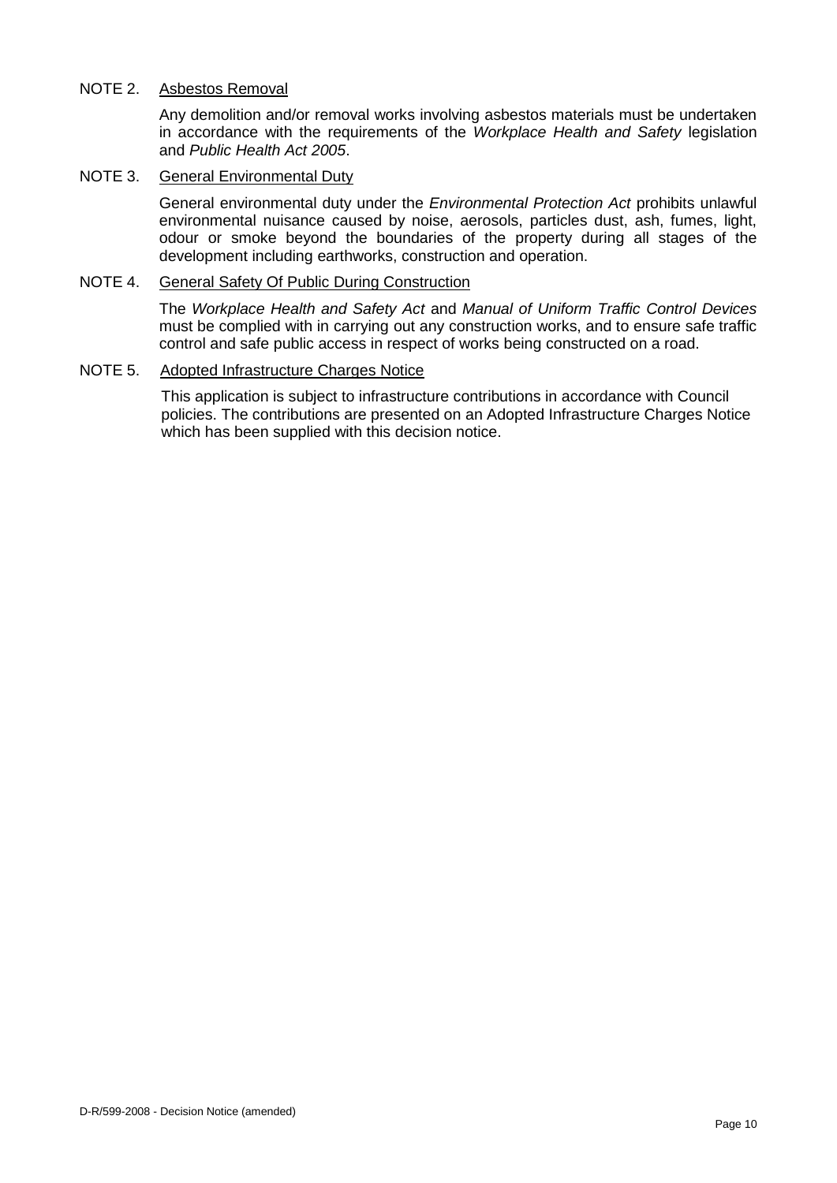NOTE 2. Asbestos Removal

Any demolition and/or removal works involving asbestos materials must be undertaken in accordance with the requirements of the *Workplace Health and Safety* legislation and *Public Health Act 2005*.

NOTE 3. General Environmental Duty

General environmental duty under the *Environmental Protection Act* prohibits unlawful environmental nuisance caused by noise, aerosols, particles dust, ash, fumes, light, odour or smoke beyond the boundaries of the property during all stages of the development including earthworks, construction and operation.

NOTE 4. General Safety Of Public During Construction

The *Workplace Health and Safety Act* and *Manual of Uniform Traffic Control Devices* must be complied with in carrying out any construction works, and to ensure safe traffic control and safe public access in respect of works being constructed on a road.

NOTE 5. Adopted Infrastructure Charges Notice

This application is subject to infrastructure contributions in accordance with Council policies. The contributions are presented on an Adopted Infrastructure Charges Notice which has been supplied with this decision notice.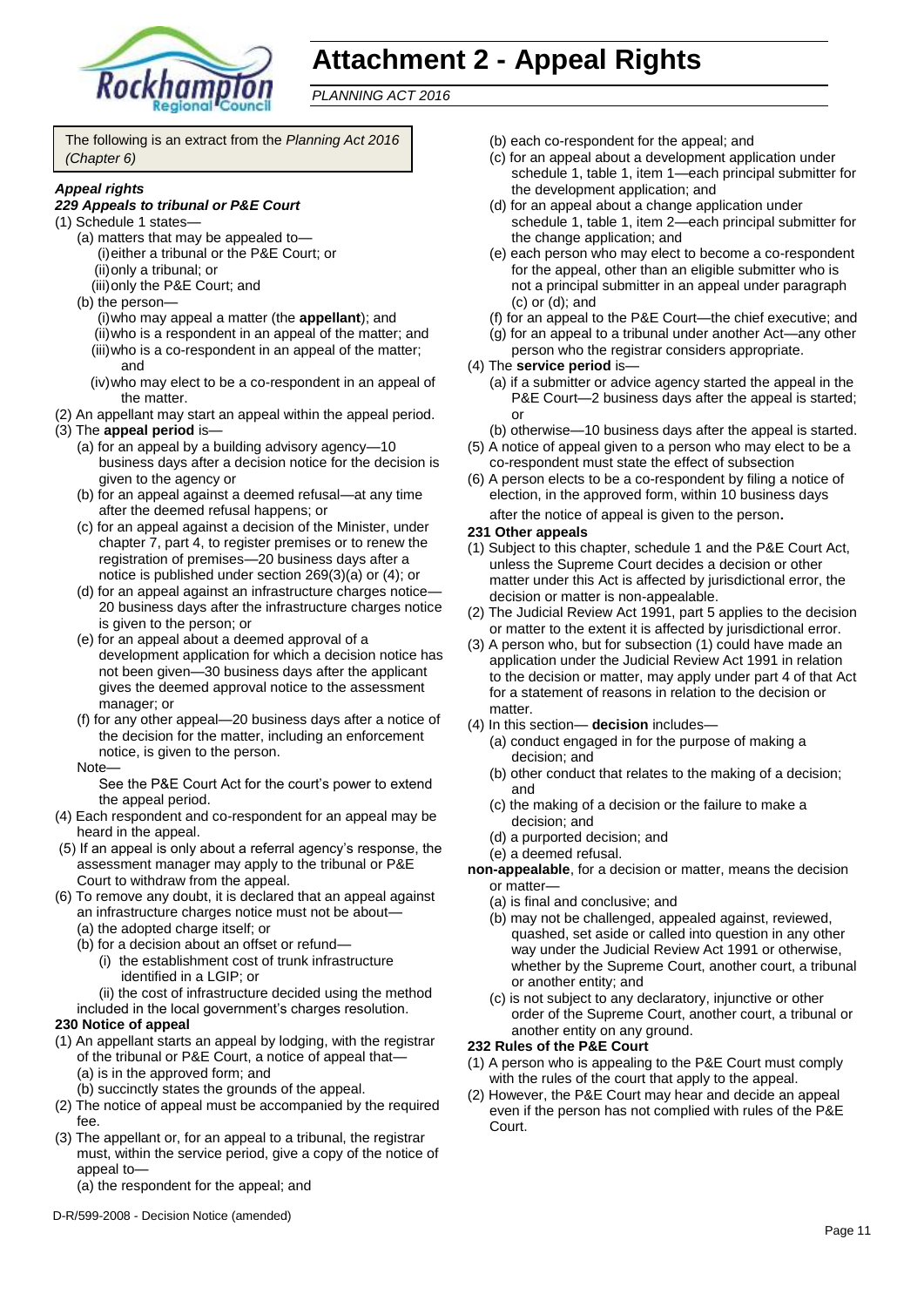# Attachment 2 - Appeal Rights

*PLANNING ACT 2016*

The following is an extract from the *Planning Act 2016 (Chapter 6)*

***Appeal rights***

***229 Appeals to tribunal or P&E Court***

(1) Schedule 1 states—
- (a) matters that may be appealed to—
  - (i) either a tribunal or the P&E Court; or
  - (ii) only a tribunal; or
  - (iii) only the P&E Court; and
- (b) the person—
  - (i) who may appeal a matter (the **appellant**); and
  - (ii) who is a respondent in an appeal of the matter; and
  - (iii) who is a co-respondent in an appeal of the matter; and
  - (iv) who may elect to be a co-respondent in an appeal of the matter.

(2) An appellant may start an appeal within the appeal period.

(3) The **appeal period** is—
- (a) for an appeal by a building advisory agency—10 business days after a decision notice for the decision is given to the agency or
- (b) for an appeal against a deemed refusal—at any time after the deemed refusal happens; or
- (c) for an appeal against a decision of the Minister, under chapter 7, part 4, to register premises or to renew the registration of premises—20 business days after a notice is published under section 269(3)(a) or (4); or
- (d) for an appeal against an infrastructure charges notice—20 business days after the infrastructure charges notice is given to the person; or
- (e) for an appeal about a deemed approval of a development application for which a decision notice has not been given—30 business days after the applicant gives the deemed approval notice to the assessment manager; or
- (f) for any other appeal—20 business days after a notice of the decision for the matter, including an enforcement notice, is given to the person.

Note—

See the P&E Court Act for the court's power to extend the appeal period.

(4) Each respondent and co-respondent for an appeal may be heard in the appeal.

(5) If an appeal is only about a referral agency's response, the assessment manager may apply to the tribunal or P&E Court to withdraw from the appeal.

(6) To remove any doubt, it is declared that an appeal against an infrastructure charges notice must not be about—
- (a) the adopted charge itself; or
- (b) for a decision about an offset or refund—
  - (i) the establishment cost of trunk infrastructure identified in a LGIP; or
  - (ii) the cost of infrastructure decided using the method included in the local government's charges resolution.

**230 Notice of appeal**

(1) An appellant starts an appeal by lodging, with the registrar of the tribunal or P&E Court, a notice of appeal that—
- (a) is in the approved form; and
- (b) succinctly states the grounds of the appeal.

(2) The notice of appeal must be accompanied by the required fee.

(3) The appellant or, for an appeal to a tribunal, the registrar must, within the service period, give a copy of the notice of appeal to—
- (a) the respondent for the appeal; and
- (b) each co-respondent for the appeal; and
- (c) for an appeal about a development application under schedule 1, table 1, item 1—each principal submitter for the development application; and
- (d) for an appeal about a change application under schedule 1, table 1, item 2—each principal submitter for the change application; and
- (e) each person who may elect to become a co-respondent for the appeal, other than an eligible submitter who is not a principal submitter in an appeal under paragraph (c) or (d); and
- (f) for an appeal to the P&E Court—the chief executive; and
- (g) for an appeal to a tribunal under another Act—any other person who the registrar considers appropriate.

(4) The **service period** is—
- (a) if a submitter or advice agency started the appeal in the P&E Court—2 business days after the appeal is started; or
- (b) otherwise—10 business days after the appeal is started.

(5) A notice of appeal given to a person who may elect to be a co-respondent must state the effect of subsection

(6) A person elects to be a co-respondent by filing a notice of election, in the approved form, within 10 business days after the notice of appeal is given to the person**.**

**231 Other appeals**

(1) Subject to this chapter, schedule 1 and the P&E Court Act, unless the Supreme Court decides a decision or other matter under this Act is affected by jurisdictional error, the decision or matter is non-appealable.

(2) The Judicial Review Act 1991, part 5 applies to the decision or matter to the extent it is affected by jurisdictional error.

(3) A person who, but for subsection (1) could have made an application under the Judicial Review Act 1991 in relation to the decision or matter, may apply under part 4 of that Act for a statement of reasons in relation to the decision or matter.

(4) In this section— **decision** includes—
- (a) conduct engaged in for the purpose of making a decision; and
- (b) other conduct that relates to the making of a decision; and
- (c) the making of a decision or the failure to make a decision; and
- (d) a purported decision; and
- (e) a deemed refusal.

**non-appealable**, for a decision or matter, means the decision or matter—
- (a) is final and conclusive; and
- (b) may not be challenged, appealed against, reviewed, quashed, set aside or called into question in any other way under the Judicial Review Act 1991 or otherwise, whether by the Supreme Court, another court, a tribunal or another entity; and
- (c) is not subject to any declaratory, injunctive or other order of the Supreme Court, another court, a tribunal or another entity on any ground.

**232 Rules of the P&E Court**

(1) A person who is appealing to the P&E Court must comply with the rules of the court that apply to the appeal.

(2) However, the P&E Court may hear and decide an appeal even if the person has not complied with rules of the P&E Court.

D-R/599-2008 - Decision Notice (amended)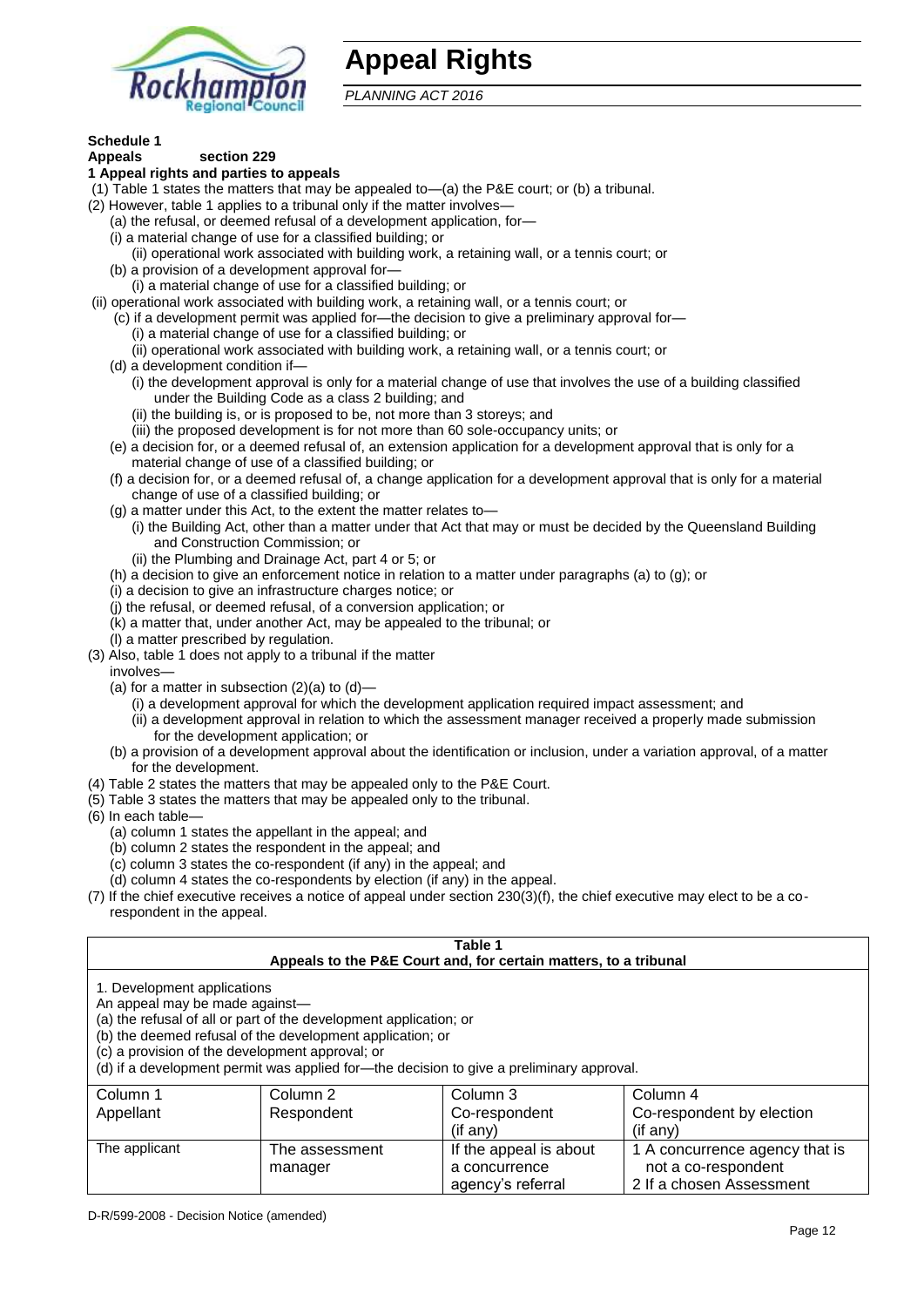# Appeal Rights

*PLANNING ACT 2016*

**Schedule 1**
**Appeals section 229**
**1 Appeal rights and parties to appeals**

(1) Table 1 states the matters that may be appealed to—(a) the P&E court; or (b) a tribunal.

(2) However, table 1 applies to a tribunal only if the matter involves—
- (a) the refusal, or deemed refusal of a development application, for—
  - (i) a material change of use for a classified building; or
  - (ii) operational work associated with building work, a retaining wall, or a tennis court; or
- (b) a provision of a development approval for—
  - (i) a material change of use for a classified building; or
  - (ii) operational work associated with building work, a retaining wall, or a tennis court; or
- (c) if a development permit was applied for—the decision to give a preliminary approval for—
  - (i) a material change of use for a classified building; or
  - (ii) operational work associated with building work, a retaining wall, or a tennis court; or
- (d) a development condition if—
  - (i) the development approval is only for a material change of use that involves the use of a building classified under the Building Code as a class 2 building; and
  - (ii) the building is, or is proposed to be, not more than 3 storeys; and
  - (iii) the proposed development is for not more than 60 sole-occupancy units; or
- (e) a decision for, or a deemed refusal of, an extension application for a development approval that is only for a material change of use of a classified building; or
- (f) a decision for, or a deemed refusal of, a change application for a development approval that is only for a material change of use of a classified building; or
- (g) a matter under this Act, to the extent the matter relates to—
  - (i) the Building Act, other than a matter under that Act that may or must be decided by the Queensland Building and Construction Commission; or
  - (ii) the Plumbing and Drainage Act, part 4 or 5; or
- (h) a decision to give an enforcement notice in relation to a matter under paragraphs (a) to (g); or
- (i) a decision to give an infrastructure charges notice; or
- (j) the refusal, or deemed refusal, of a conversion application; or
- (k) a matter that, under another Act, may be appealed to the tribunal; or
- (l) a matter prescribed by regulation.

(3) Also, table 1 does not apply to a tribunal if the matter involves—
- (a) for a matter in subsection (2)(a) to (d)—
  - (i) a development approval for which the development application required impact assessment; and
  - (ii) a development approval in relation to which the assessment manager received a properly made submission for the development application; or
- (b) a provision of a development approval about the identification or inclusion, under a variation approval, of a matter for the development.

(4) Table 2 states the matters that may be appealed only to the P&E Court.

(5) Table 3 states the matters that may be appealed only to the tribunal.

(6) In each table—
- (a) column 1 states the appellant in the appeal; and
- (b) column 2 states the respondent in the appeal; and
- (c) column 3 states the co-respondent (if any) in the appeal; and
- (d) column 4 states the co-respondents by election (if any) in the appeal.

(7) If the chief executive receives a notice of appeal under section 230(3)(f), the chief executive may elect to be a co-respondent in the appeal.

**Table 1**
**Appeals to the P&E Court and, for certain matters, to a tribunal**

1. Development applications
An appeal may be made against—
(a) the refusal of all or part of the development application; or
(b) the deemed refusal of the development application; or
(c) a provision of the development approval; or
(d) if a development permit was applied for—the decision to give a preliminary approval.

| Column 1 Appellant | Column 2 Respondent | Column 3 Co-respondent (if any) | Column 4 Co-respondent by election (if any) |
|---|---|---|---|
| The applicant | The assessment manager | If the appeal is about a concurrence agency's referral | 1 A concurrence agency that is not a co-respondent<br>2 If a chosen Assessment |

D-R/599-2008 - Decision Notice (amended)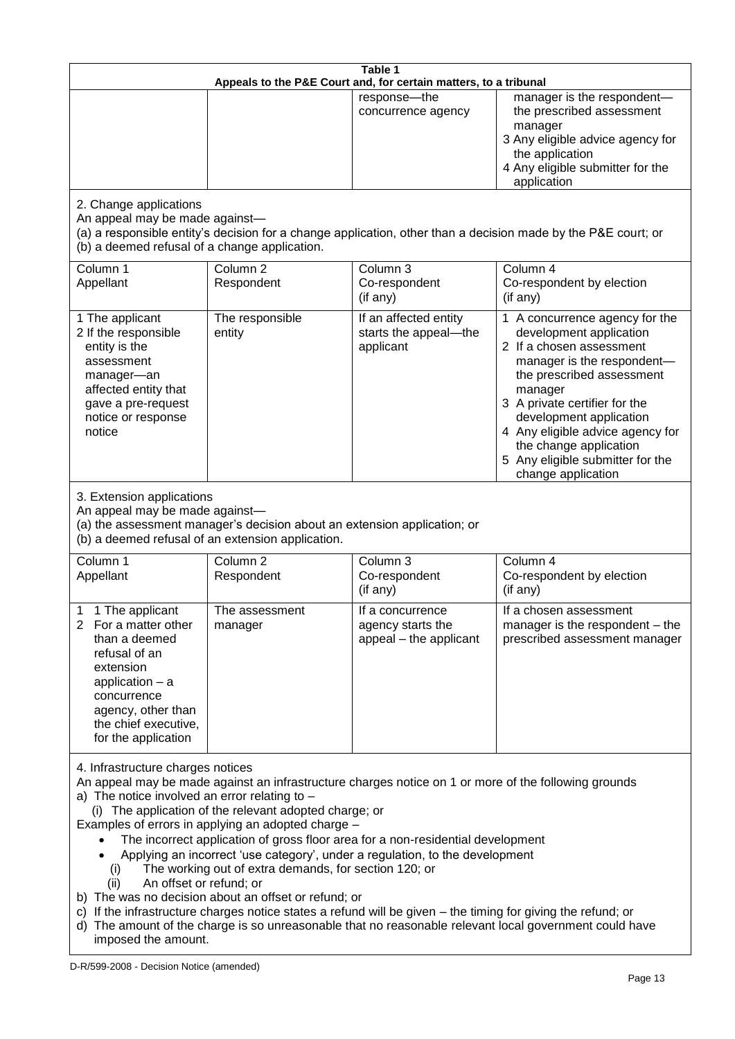**Table 1**
**Appeals to the P&E Court and, for certain matters, to a tribunal**

| | | | |
|---|---|---|---|
| | | response—the concurrence agency | manager is the respondent—the prescribed assessment manager<br>3 Any eligible advice agency for the application<br>4 Any eligible submitter for the application |

2. Change applications

An appeal may be made against—

(a) a responsible entity's decision for a change application, other than a decision made by the P&E court; or

(b) a deemed refusal of a change application.

| Column 1<br>Appellant | Column 2<br>Respondent | Column 3<br>Co-respondent<br>(if any) | Column 4<br>Co-respondent by election<br>(if any) |
|---|---|---|---|
| 1 The applicant<br>2 If the responsible entity is the assessment manager—an affected entity that gave a pre-request notice or response notice | The responsible entity | If an affected entity starts the appeal—the applicant | 1 A concurrence agency for the development application<br>2 If a chosen assessment manager is the respondent—the prescribed assessment manager<br>3 A private certifier for the development application<br>4 Any eligible advice agency for the change application<br>5 Any eligible submitter for the change application |

3. Extension applications

An appeal may be made against—

(a) the assessment manager's decision about an extension application; or

(b) a deemed refusal of an extension application.

| Column 1<br>Appellant | Column 2<br>Respondent | Column 3<br>Co-respondent<br>(if any) | Column 4<br>Co-respondent by election<br>(if any) |
|---|---|---|---|
| 1 1 The applicant<br>2 For a matter other than a deemed refusal of an extension application – a concurrence agency, other than the chief executive, for the application | The assessment manager | If a concurrence agency starts the appeal – the applicant | If a chosen assessment manager is the respondent – the prescribed assessment manager |

4. Infrastructure charges notices

An appeal may be made against an infrastructure charges notice on 1 or more of the following grounds

a) The notice involved an error relating to –

(i) The application of the relevant adopted charge; or

Examples of errors in applying an adopted charge –

- The incorrect application of gross floor area for a non-residential development
- Applying an incorrect 'use category', under a regulation, to the development

(i) The working out of extra demands, for section 120; or

(ii) An offset or refund; or

b) The was no decision about an offset or refund; or

c) If the infrastructure charges notice states a refund will be given – the timing for giving the refund; or

d) The amount of the charge is so unreasonable that no reasonable relevant local government could have imposed the amount.

D-R/599-2008 - Decision Notice (amended)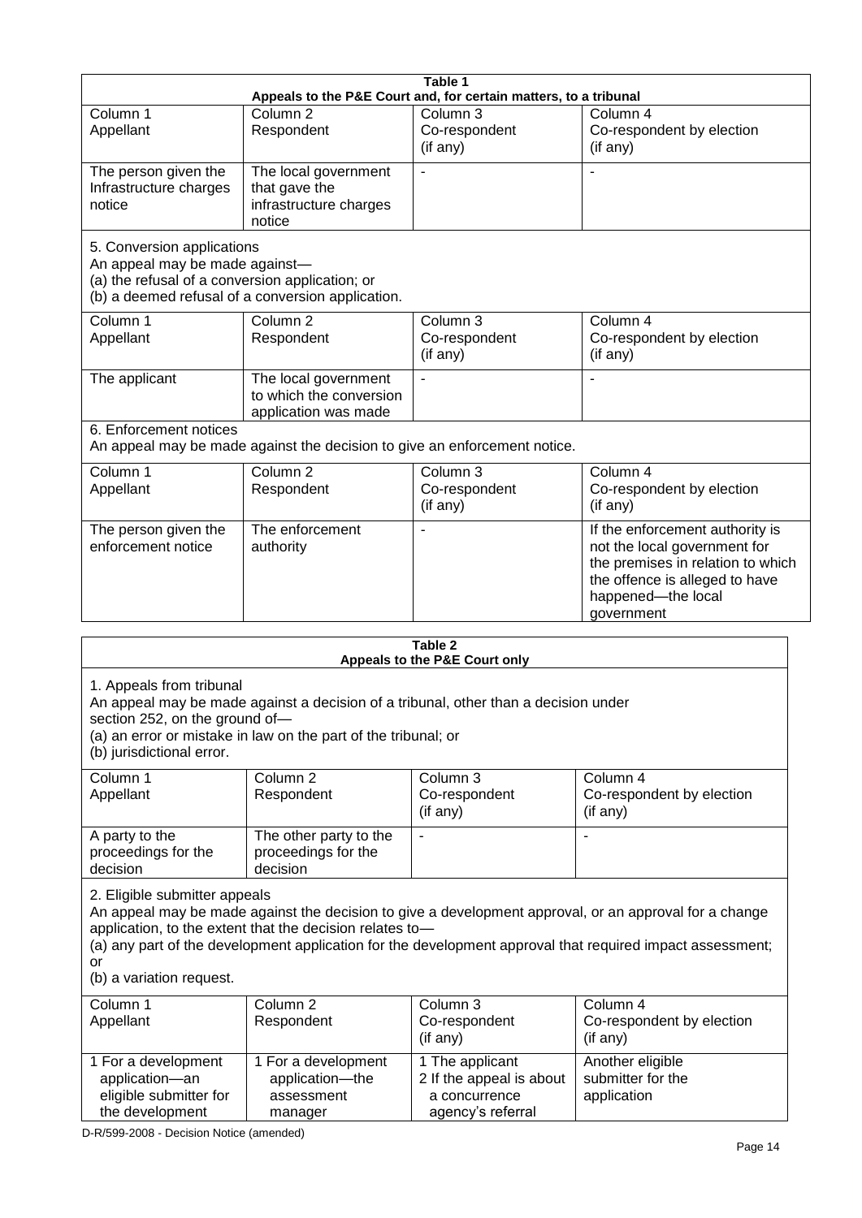| Table 1<br>Appeals to the P&E Court and, for certain matters, to a tribunal | | | |
|---|---|---|---|
| Column 1<br>Appellant | Column 2<br>Respondent | Column 3<br>Co-respondent<br>(if any) | Column 4<br>Co-respondent by election<br>(if any) |
| The person given the Infrastructure charges notice | The local government that gave the infrastructure charges notice | - | - |

5. Conversion applications
An appeal may be made against—
(a) the refusal of a conversion application; or
(b) a deemed refusal of a conversion application.

| Column 1<br>Appellant | Column 2<br>Respondent | Column 3<br>Co-respondent<br>(if any) | Column 4<br>Co-respondent by election<br>(if any) |
|---|---|---|---|
| The applicant | The local government to which the conversion application was made | - | - |

6. Enforcement notices
An appeal may be made against the decision to give an enforcement notice.

| Column 1<br>Appellant | Column 2<br>Respondent | Column 3<br>Co-respondent<br>(if any) | Column 4<br>Co-respondent by election<br>(if any) |
|---|---|---|---|
| The person given the enforcement notice | The enforcement authority | - | If the enforcement authority is not the local government for the premises in relation to which the offence is alleged to have happened—the local government |

**Table 2**
**Appeals to the P&E Court only**

1. Appeals from tribunal
An appeal may be made against a decision of a tribunal, other than a decision under section 252, on the ground of—
(a) an error or mistake in law on the part of the tribunal; or
(b) jurisdictional error.

| Column 1<br>Appellant | Column 2<br>Respondent | Column 3<br>Co-respondent<br>(if any) | Column 4<br>Co-respondent by election<br>(if any) |
|---|---|---|---|
| A party to the proceedings for the decision | The other party to the proceedings for the decision | - | - |

2. Eligible submitter appeals
An appeal may be made against the decision to give a development approval, or an approval for a change application, to the extent that the decision relates to—
(a) any part of the development application for the development approval that required impact assessment; or
(b) a variation request.

| Column 1<br>Appellant | Column 2<br>Respondent | Column 3<br>Co-respondent<br>(if any) | Column 4<br>Co-respondent by election<br>(if any) |
|---|---|---|---|
| 1 For a development application—an eligible submitter for the development | 1 For a development application—the assessment manager | 1 The applicant<br>2 If the appeal is about a concurrence agency's referral | Another eligible submitter for the application |

D-R/599-2008 - Decision Notice (amended)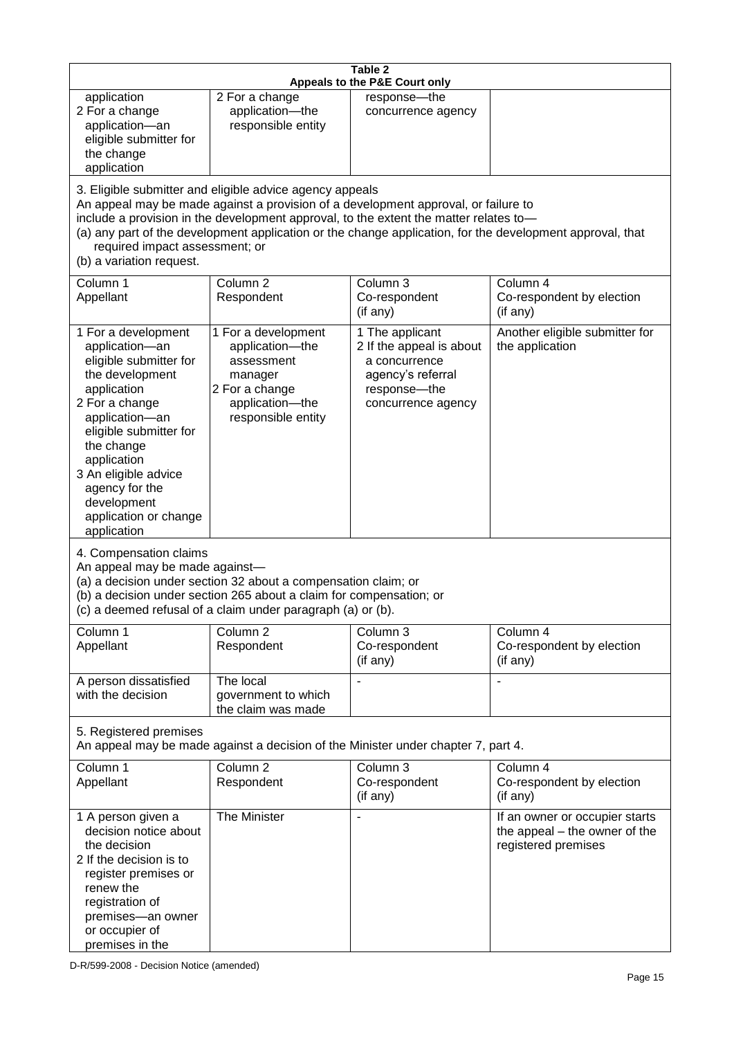**Table 2**
**Appeals to the P&E Court only**

| | | | |
|---|---|---|---|
| application<br>2 For a change application—an eligible submitter for the change application | 2 For a change application—the responsible entity | response—the concurrence agency | |

3. Eligible submitter and eligible advice agency appeals

An appeal may be made against a provision of a development approval, or failure to include a provision in the development approval, to the extent the matter relates to—

(a) any part of the development application or the change application, for the development approval, that required impact assessment; or

(b) a variation request.

| Column 1<br>Appellant | Column 2<br>Respondent | Column 3<br>Co-respondent<br>(if any) | Column 4<br>Co-respondent by election<br>(if any) |
|---|---|---|---|
| 1 For a development application—an eligible submitter for the development application<br>2 For a change application—an eligible submitter for the change application<br>3 An eligible advice agency for the development application or change application | 1 For a development application—the assessment manager<br>2 For a change application—the responsible entity | 1 The applicant<br>2 If the appeal is about a concurrence agency's referral response—the concurrence agency | Another eligible submitter for the application |

4. Compensation claims

An appeal may be made against—

(a) a decision under section 32 about a compensation claim; or

(b) a decision under section 265 about a claim for compensation; or

(c) a deemed refusal of a claim under paragraph (a) or (b).

| Column 1<br>Appellant | Column 2<br>Respondent | Column 3<br>Co-respondent<br>(if any) | Column 4<br>Co-respondent by election<br>(if any) |
|---|---|---|---|
| A person dissatisfied with the decision | The local government to which the claim was made | - | - |

5. Registered premises

An appeal may be made against a decision of the Minister under chapter 7, part 4.

| Column 1<br>Appellant | Column 2<br>Respondent | Column 3<br>Co-respondent<br>(if any) | Column 4<br>Co-respondent by election<br>(if any) |
|---|---|---|---|
| 1 A person given a decision notice about the decision<br>2 If the decision is to register premises or renew the registration of premises—an owner or occupier of premises in the | The Minister | - | If an owner or occupier starts the appeal – the owner of the registered premises |

D-R/599-2008 - Decision Notice (amended)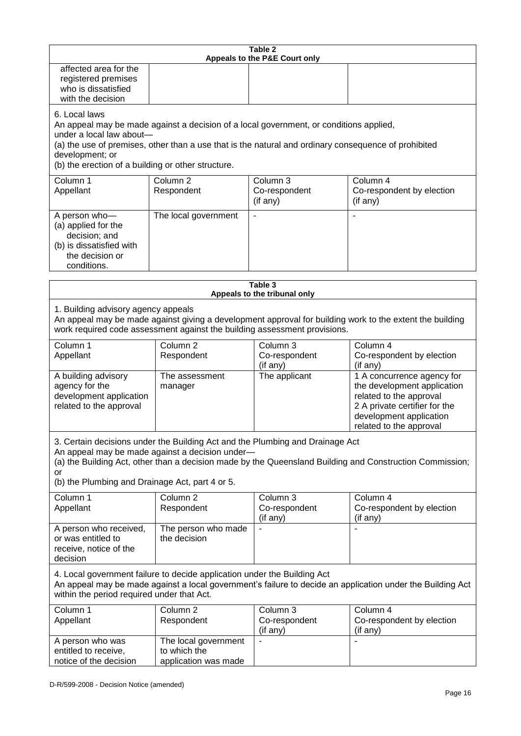**Table 2**
**Appeals to the P&E Court only**

| | | | |
|---|---|---|---|
| affected area for the registered premises who is dissatisfied with the decision | | | |

6. Local laws
An appeal may be made against a decision of a local government, or conditions applied, under a local law about—
(a) the use of premises, other than a use that is the natural and ordinary consequence of prohibited development; or
(b) the erection of a building or other structure.

| Column 1 Appellant | Column 2 Respondent | Column 3 Co-respondent (if any) | Column 4 Co-respondent by election (if any) |
|---|---|---|---|
| A person who— (a) applied for the decision; and (b) is dissatisfied with the decision or conditions. | The local government | - | - |

**Table 3**
**Appeals to the tribunal only**

1. Building advisory agency appeals
An appeal may be made against giving a development approval for building work to the extent the building work required code assessment against the building assessment provisions.

| Column 1 Appellant | Column 2 Respondent | Column 3 Co-respondent (if any) | Column 4 Co-respondent by election (if any) |
|---|---|---|---|
| A building advisory agency for the development application related to the approval | The assessment manager | The applicant | 1 A concurrence agency for the development application related to the approval 2 A private certifier for the development application related to the approval |

3. Certain decisions under the Building Act and the Plumbing and Drainage Act
An appeal may be made against a decision under—
(a) the Building Act, other than a decision made by the Queensland Building and Construction Commission; or
(b) the Plumbing and Drainage Act, part 4 or 5.

| Column 1 Appellant | Column 2 Respondent | Column 3 Co-respondent (if any) | Column 4 Co-respondent by election (if any) |
|---|---|---|---|
| A person who received, or was entitled to receive, notice of the decision | The person who made the decision | - | - |

4. Local government failure to decide application under the Building Act
An appeal may be made against a local government's failure to decide an application under the Building Act within the period required under that Act.

| Column 1 Appellant | Column 2 Respondent | Column 3 Co-respondent (if any) | Column 4 Co-respondent by election (if any) |
|---|---|---|---|
| A person who was entitled to receive, notice of the decision | The local government to which the application was made | - | - |

D-R/599-2008 - Decision Notice (amended)